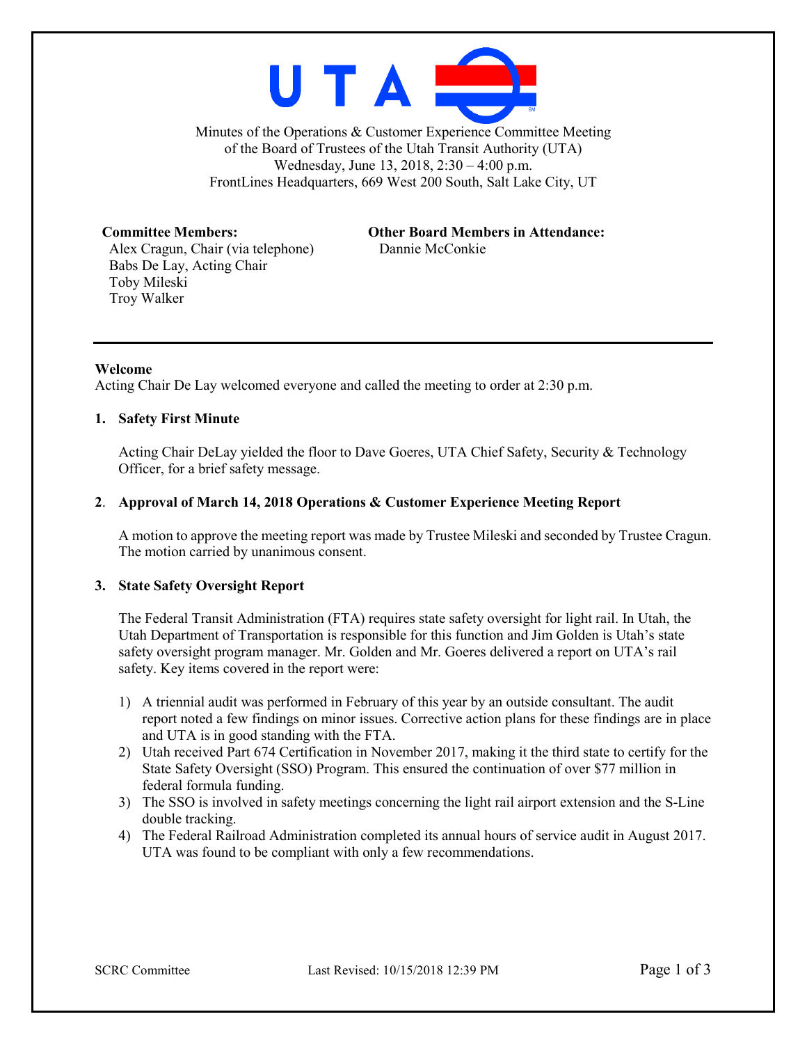Minutes of the Operations & Customer Experience Committee Meeting
of the Board of Trustees of the Utah Transit Authority (UTA)
Wednesday, June 13, 2018, 2:30 – 4:00 p.m.
FrontLines Headquarters, 669 West 200 South, Salt Lake City, UT

**Committee Members:**
Alex Cragun, Chair (via telephone)
Babs De Lay, Acting Chair
Toby Mileski
Troy Walker

**Other Board Members in Attendance:**
Dannie McConkie

---

**Welcome**
Acting Chair De Lay welcomed everyone and called the meeting to order at 2:30 p.m.

**1. Safety First Minute**

Acting Chair DeLay yielded the floor to Dave Goeres, UTA Chief Safety, Security & Technology Officer, for a brief safety message.

**2. Approval of March 14, 2018 Operations & Customer Experience Meeting Report**

A motion to approve the meeting report was made by Trustee Mileski and seconded by Trustee Cragun. The motion carried by unanimous consent.

**3. State Safety Oversight Report**

The Federal Transit Administration (FTA) requires state safety oversight for light rail. In Utah, the Utah Department of Transportation is responsible for this function and Jim Golden is Utah's state safety oversight program manager. Mr. Golden and Mr. Goeres delivered a report on UTA's rail safety. Key items covered in the report were:

1) A triennial audit was performed in February of this year by an outside consultant. The audit report noted a few findings on minor issues. Corrective action plans for these findings are in place and UTA is in good standing with the FTA.
2) Utah received Part 674 Certification in November 2017, making it the third state to certify for the State Safety Oversight (SSO) Program. This ensured the continuation of over $77 million in federal formula funding.
3) The SSO is involved in safety meetings concerning the light rail airport extension and the S-Line double tracking.
4) The Federal Railroad Administration completed its annual hours of service audit in August 2017. UTA was found to be compliant with only a few recommendations.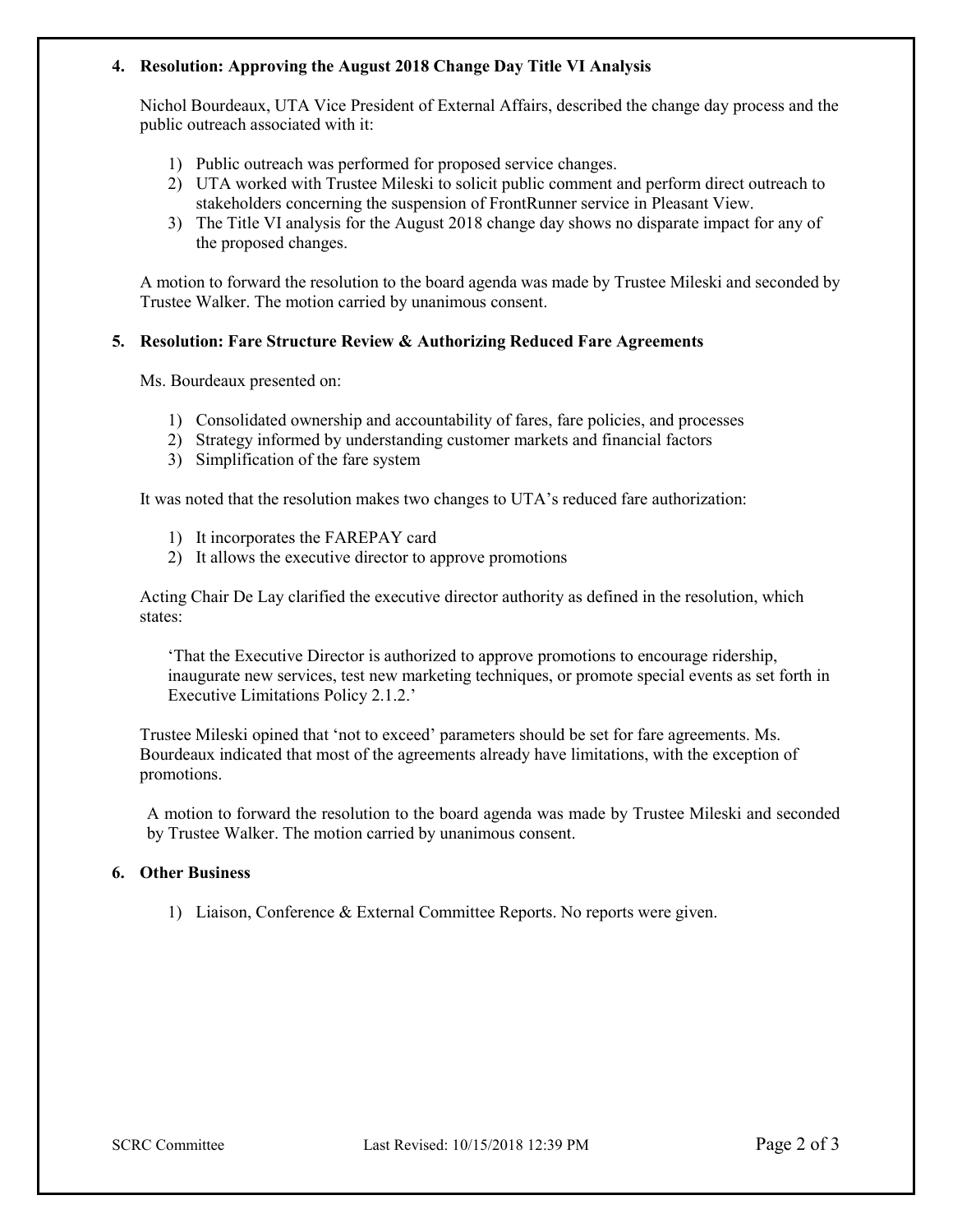**4. Resolution: Approving the August 2018 Change Day Title VI Analysis**

Nichol Bourdeaux, UTA Vice President of External Affairs, described the change day process and the public outreach associated with it:

1) Public outreach was performed for proposed service changes.
2) UTA worked with Trustee Mileski to solicit public comment and perform direct outreach to stakeholders concerning the suspension of FrontRunner service in Pleasant View.
3) The Title VI analysis for the August 2018 change day shows no disparate impact for any of the proposed changes.

A motion to forward the resolution to the board agenda was made by Trustee Mileski and seconded by Trustee Walker. The motion carried by unanimous consent.

**5. Resolution: Fare Structure Review & Authorizing Reduced Fare Agreements**

Ms. Bourdeaux presented on:

1) Consolidated ownership and accountability of fares, fare policies, and processes
2) Strategy informed by understanding customer markets and financial factors
3) Simplification of the fare system

It was noted that the resolution makes two changes to UTA's reduced fare authorization:

1) It incorporates the FAREPAY card
2) It allows the executive director to approve promotions

Acting Chair De Lay clarified the executive director authority as defined in the resolution, which states:

> 'That the Executive Director is authorized to approve promotions to encourage ridership, inaugurate new services, test new marketing techniques, or promote special events as set forth in Executive Limitations Policy 2.1.2.'

Trustee Mileski opined that 'not to exceed' parameters should be set for fare agreements. Ms. Bourdeaux indicated that most of the agreements already have limitations, with the exception of promotions.

A motion to forward the resolution to the board agenda was made by Trustee Mileski and seconded by Trustee Walker. The motion carried by unanimous consent.

**6. Other Business**

1) Liaison, Conference & External Committee Reports. No reports were given.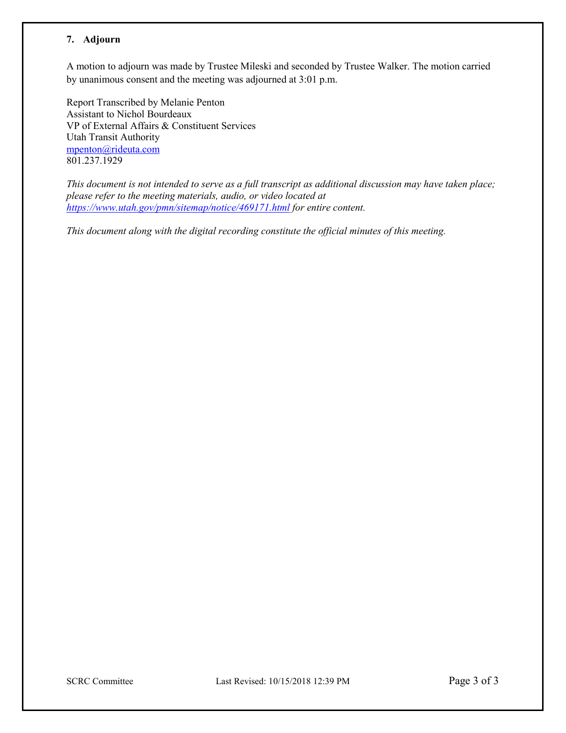### 7. Adjourn

A motion to adjourn was made by Trustee Mileski and seconded by Trustee Walker. The motion carried by unanimous consent and the meeting was adjourned at 3:01 p.m.

Report Transcribed by Melanie Penton
Assistant to Nichol Bourdeaux
VP of External Affairs & Constituent Services
Utah Transit Authority
mpenton@rideuta.com
801.237.1929

*This document is not intended to serve as a full transcript as additional discussion may have taken place; please refer to the meeting materials, audio, or video located at https://www.utah.gov/pmn/sitemap/notice/469171.html for entire content.*

*This document along with the digital recording constitute the official minutes of this meeting.*